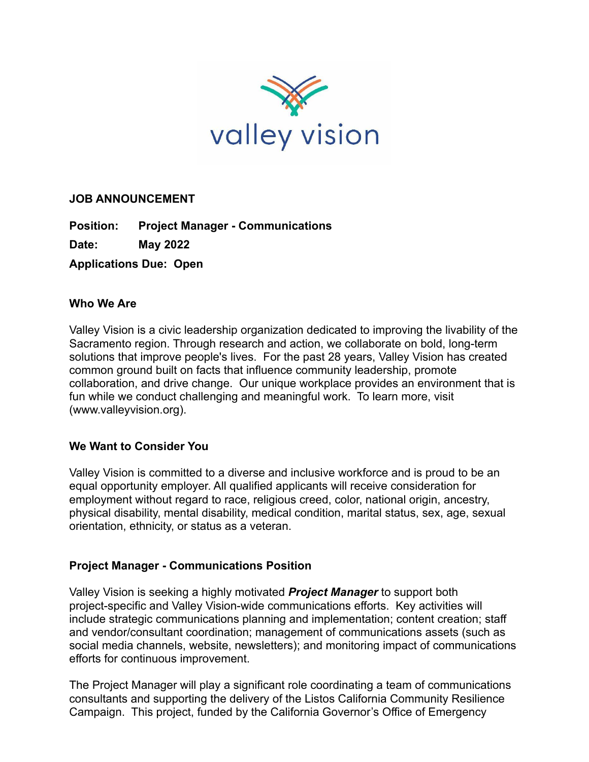valley vision

**JOB ANNOUNCEMENT**

**Position:** **Project Manager - Communications**

**Date:** **May 2022**

**Applications Due:** **Open**

**Who We Are**

Valley Vision is a civic leadership organization dedicated to improving the livability of the Sacramento region. Through research and action, we collaborate on bold, long-term solutions that improve people's lives. For the past 28 years, Valley Vision has created common ground built on facts that influence community leadership, promote collaboration, and drive change. Our unique workplace provides an environment that is fun while we conduct challenging and meaningful work. To learn more, visit (www.valleyvision.org).

**We Want to Consider You**

Valley Vision is committed to a diverse and inclusive workforce and is proud to be an equal opportunity employer. All qualified applicants will receive consideration for employment without regard to race, religious creed, color, national origin, ancestry, physical disability, mental disability, medical condition, marital status, sex, age, sexual orientation, ethnicity, or status as a veteran.

**Project Manager - Communications Position**

Valley Vision is seeking a highly motivated ***Project Manager*** to support both project-specific and Valley Vision-wide communications efforts. Key activities will include strategic communications planning and implementation; content creation; staff and vendor/consultant coordination; management of communications assets (such as social media channels, website, newsletters); and monitoring impact of communications efforts for continuous improvement.

The Project Manager will play a significant role coordinating a team of communications consultants and supporting the delivery of the Listos California Community Resilience Campaign. This project, funded by the California Governor's Office of Emergency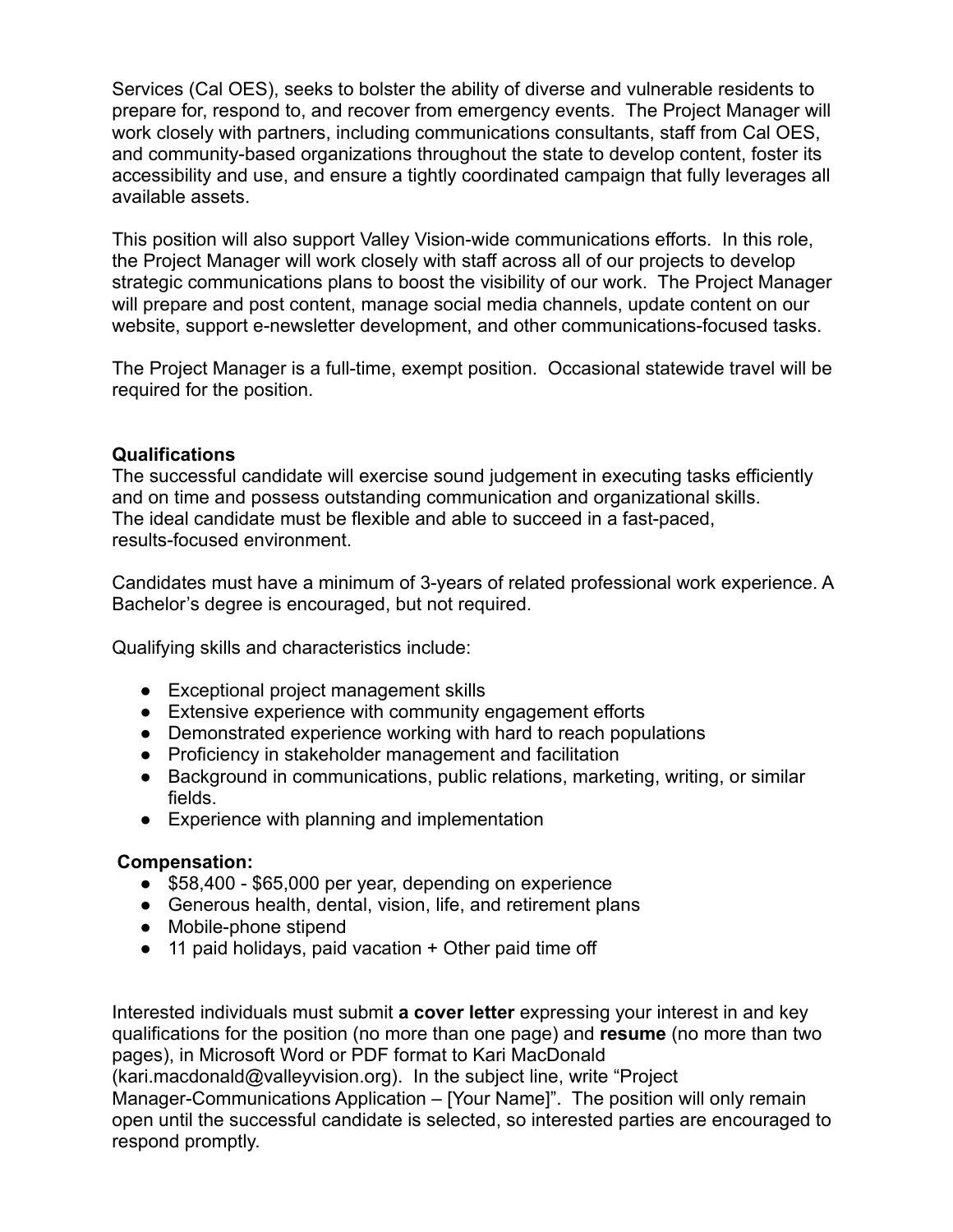Services (Cal OES), seeks to bolster the ability of diverse and vulnerable residents to prepare for, respond to, and recover from emergency events. The Project Manager will work closely with partners, including communications consultants, staff from Cal OES, and community-based organizations throughout the state to develop content, foster its accessibility and use, and ensure a tightly coordinated campaign that fully leverages all available assets.

This position will also support Valley Vision-wide communications efforts. In this role, the Project Manager will work closely with staff across all of our projects to develop strategic communications plans to boost the visibility of our work. The Project Manager will prepare and post content, manage social media channels, update content on our website, support e-newsletter development, and other communications-focused tasks.

The Project Manager is a full-time, exempt position. Occasional statewide travel will be required for the position.

**Qualifications**

The successful candidate will exercise sound judgement in executing tasks efficiently and on time and possess outstanding communication and organizational skills. The ideal candidate must be flexible and able to succeed in a fast-paced, results-focused environment.

Candidates must have a minimum of 3-years of related professional work experience. A Bachelor's degree is encouraged, but not required.

Qualifying skills and characteristics include:

- Exceptional project management skills
- Extensive experience with community engagement efforts
- Demonstrated experience working with hard to reach populations
- Proficiency in stakeholder management and facilitation
- Background in communications, public relations, marketing, writing, or similar fields.
- Experience with planning and implementation

**Compensation:**

- $58,400 - $65,000 per year, depending on experience
- Generous health, dental, vision, life, and retirement plans
- Mobile-phone stipend
- 11 paid holidays, paid vacation + Other paid time off

Interested individuals must submit **a cover letter** expressing your interest in and key qualifications for the position (no more than one page) and **resume** (no more than two pages), in Microsoft Word or PDF format to Kari MacDonald (kari.macdonald@valleyvision.org). In the subject line, write "Project Manager-Communications Application – [Your Name]". The position will only remain open until the successful candidate is selected, so interested parties are encouraged to respond promptly.